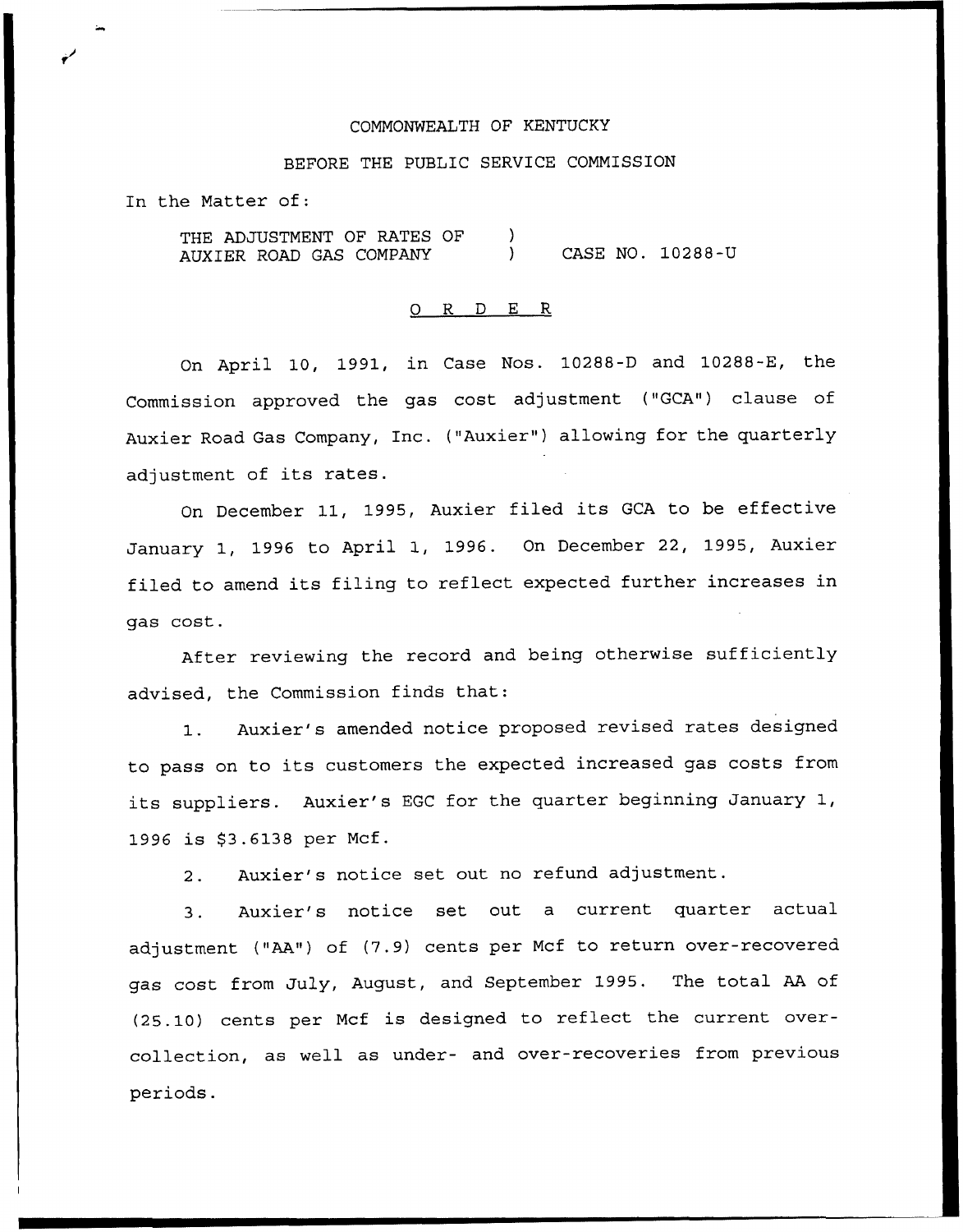COMMONWEALTH OF KENTUCKY

BEFORE THE PUBLIC SERVICE COMMISSION

In the Matter of:

THE ADJUSTMENT OF RATES OF AUXIER ROAD GAS COMPANY ) CASE NO. 10288-U

O R D E R

On April 10, 1991, in Case Nos. 10288-D and 10288-E, the Commission approved the gas cost adjustment ("GCA") clause of Auxier Road Gas Company, Inc. ("Auxier") allowing for the quarterly adjustment of its rates.

On December 11, 1995, Auxier filed its GCA to be effective January 1, 1996 to April 1, 1996. On December 22, 1995, Auxier filed to amend its filing to reflect expected further increases in gas cost.

After reviewing the record and being otherwise sufficiently advised, the Commission finds that:

1. Auxier's amended notice proposed revised rates designed to pass on to its customers the expected increased gas costs from its suppliers. Auxier's EGC for the quarter beginning January 1, 1996 is $3.6138 per Mcf.

2. Auxier's notice set out no refund adjustment.

3. Auxier's notice set out a current quarter actual adjustment ("AA") of (7.9) cents per Mcf to return over-recovered gas cost from July, August, and September 1995. The total AA of (25.10) cents per Mcf is designed to reflect the current over-collection, as well as under- and over-recoveries from previous periods.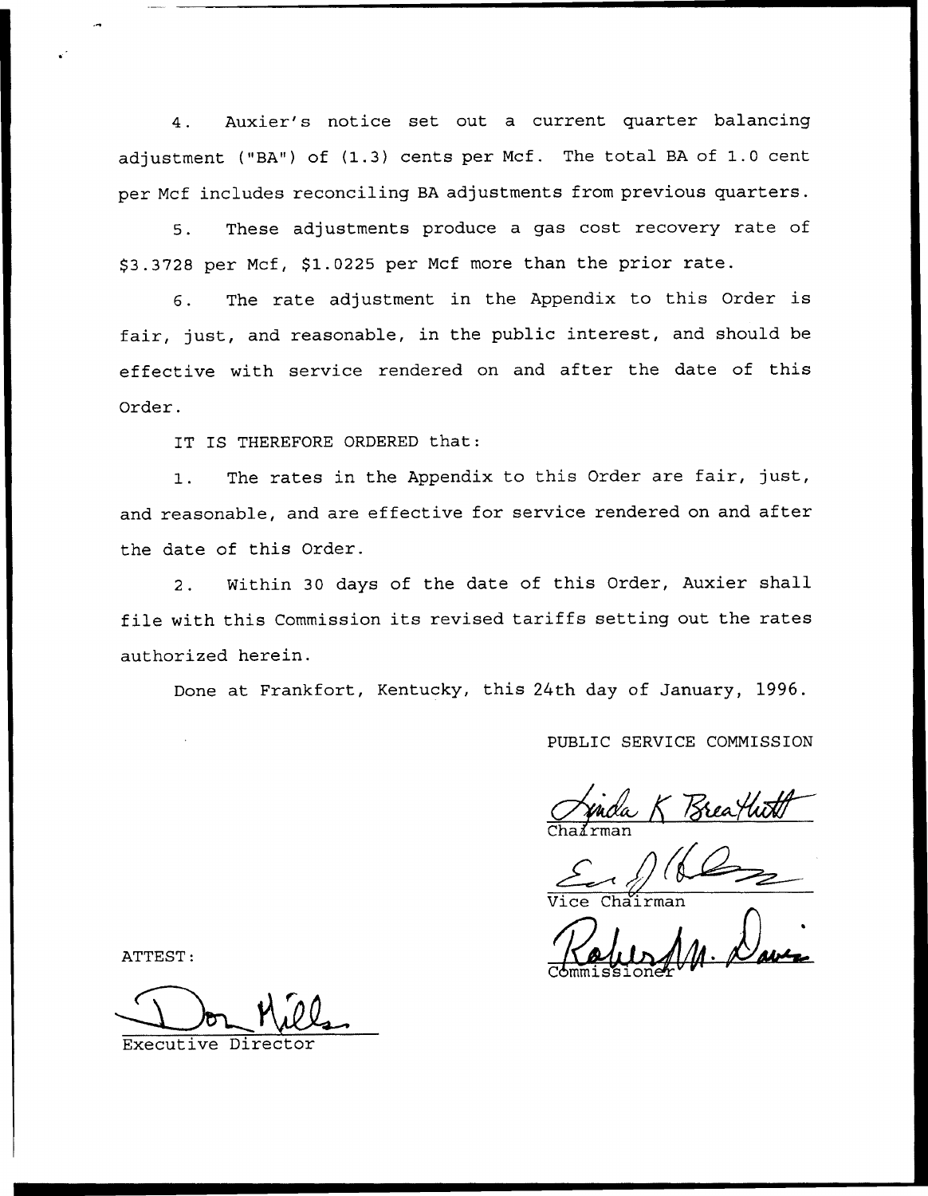4. Auxier's notice set out a current quarter balancing adjustment ("BA") of (1.3) cents per Mcf. The total BA of 1.0 cent per Mcf includes reconciling BA adjustments from previous quarters.

5. These adjustments produce a gas cost recovery rate of $3.3728 per Mcf, $1.0225 per Mcf more than the prior rate.

6. The rate adjustment in the Appendix to this Order is fair, just, and reasonable, in the public interest, and should be effective with service rendered on and after the date of this Order.

IT IS THEREFORE ORDERED that:

1. The rates in the Appendix to this Order are fair, just, and reasonable, and are effective for service rendered on and after the date of this Order.

2. Within 30 days of the date of this Order, Auxier shall file with this Commission its revised tariffs setting out the rates authorized herein.

Done at Frankfort, Kentucky, this 24th day of January, 1996.

PUBLIC SERVICE COMMISSION

Linda K Breathitt
Chairman

Vice Chairman

Robert M. Davis
Commissioner

ATTEST:

Don Mills
Executive Director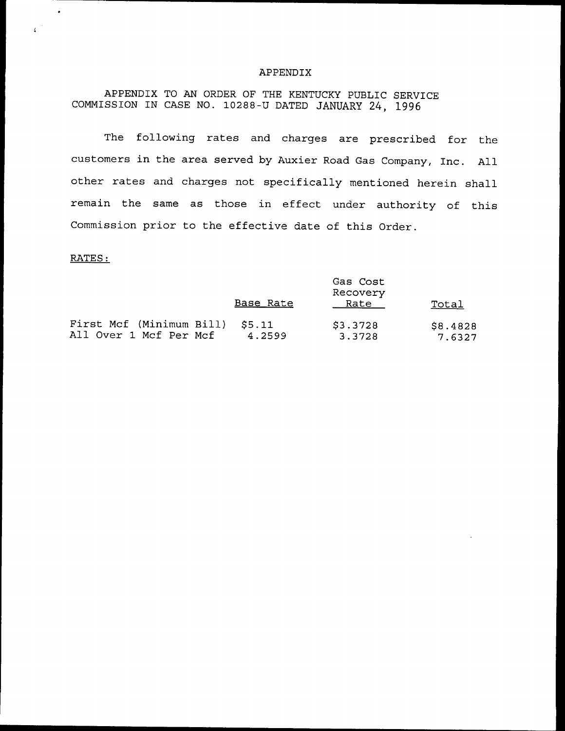# APPENDIX

APPENDIX TO AN ORDER OF THE KENTUCKY PUBLIC SERVICE COMMISSION IN CASE NO. 10288-U DATED JANUARY 24, 1996

The following rates and charges are prescribed for the customers in the area served by Auxier Road Gas Company, Inc. All other rates and charges not specifically mentioned herein shall remain the same as those in effect under authority of this Commission prior to the effective date of this Order.

RATES:

| | Base Rate | Gas Cost Recovery Rate | Total |
|---|---|---|---|
| First Mcf (Minimum Bill) | $5.11 | $3.3728 | $8.4828 |
| All Over 1 Mcf Per Mcf | 4.2599 | 3.3728 | 7.6327 |